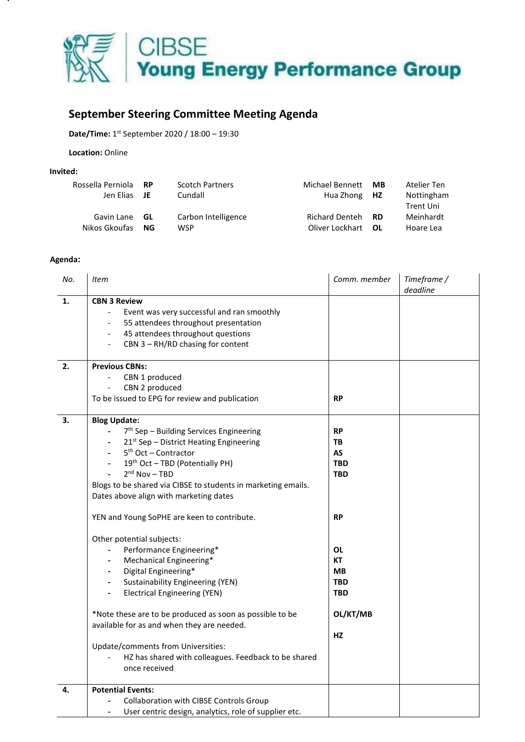# CIBSE Young Energy Performance Group

## September Steering Committee Meeting Agenda

**Date/Time:** 1st September 2020 / 18:00 – 19:30

**Location:** Online

**Invited:**

| Name | Initials | Organisation | Name | Initials | Organisation |
|---|---|---|---|---|---|
| Rossella Perniola | **RP** | Scotch Partners | Michael Bennett | **MB** | Atelier Ten |
| Jen Elias | **JE** | Cundall | Hua Zhong | **HZ** | Nottingham Trent Uni |
| Gavin Lane | **GL** | Carbon Intelligence | Richard Denteh | **RD** | Meinhardt |
| Nikos Gkoufas | **NG** | WSP | Oliver Lockhart | **OL** | Hoare Lea |

**Agenda:**

| *No.* | *Item* | *Comm. member* | *Timeframe / deadline* |
|---|---|---|---|
| **1.** | **CBN 3 Review**<br>- Event was very successful and ran smoothly<br>- 55 attendees throughout presentation<br>- 45 attendees throughout questions<br>- CBN 3 – RH/RD chasing for content | | |
| **2.** | **Previous CBNs:**<br>- CBN 1 produced<br>- CBN 2 produced<br>To be issued to EPG for review and publication | **RP** | |
| **3.** | **Blog Update:**<br>- 7th Sep – Building Services Engineering<br>- 21st Sep – District Heating Engineering<br>- 5th Oct – Contractor<br>- 19th Oct – TBD (Potentially PH)<br>- 2nd Nov – TBD<br>Blogs to be shared via CIBSE to students in marketing emails. Dates above align with marketing dates<br><br>YEN and Young SoPHE are keen to contribute.<br><br>Other potential subjects:<br>- Performance Engineering*<br>- Mechanical Engineering*<br>- Digital Engineering*<br>- Sustainability Engineering (YEN)<br>- Electrical Engineering (YEN)<br><br>*Note these are to be produced as soon as possible to be available for as and when they are needed.<br><br>Update/comments from Universities:<br>- HZ has shared with colleagues. Feedback to be shared once received | **RP**<br>**TB**<br>**AS**<br>**TBD**<br>**TBD**<br><br><br><br>**RP**<br><br><br>**OL**<br>**KT**<br>**MB**<br>**TBD**<br>**TBD**<br><br>**OL/KT/MB**<br><br>**HZ** | |
| **4.** | **Potential Events:**<br>- Collaboration with CIBSE Controls Group<br>- User centric design, analytics, role of supplier etc. | | |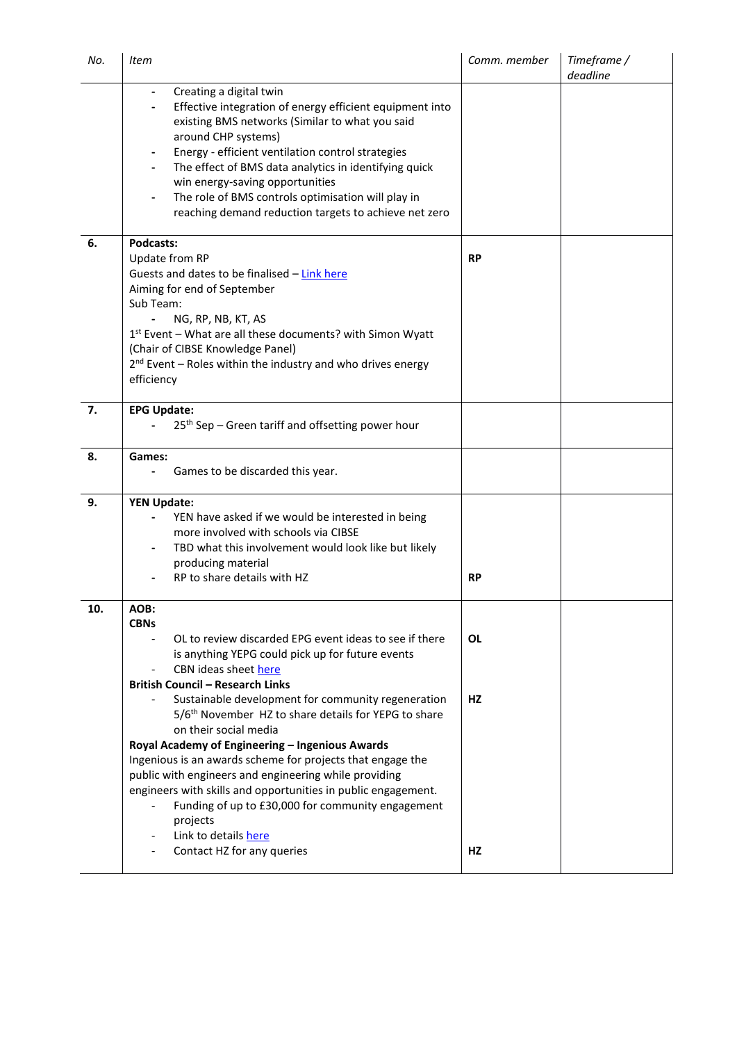| No. | Item | Comm. member | Timeframe / deadline |
|---|---|---|---|
| | - Creating a digital twin<br>- Effective integration of energy efficient equipment into existing BMS networks (Similar to what you said around CHP systems)<br>- Energy - efficient ventilation control strategies<br>- The effect of BMS data analytics in identifying quick win energy-saving opportunities<br>- The role of BMS controls optimisation will play in reaching demand reduction targets to achieve net zero | | |
| **6.** | **Podcasts:**<br>Update from RP<br>Guests and dates to be finalised – Link here<br>Aiming for end of September<br>Sub Team:<br>- NG, RP, NB, KT, AS<br>1st Event – What are all these documents? with Simon Wyatt (Chair of CIBSE Knowledge Panel)<br>2nd Event – Roles within the industry and who drives energy efficiency | **RP** | |
| **7.** | **EPG Update:**<br>- 25th Sep – Green tariff and offsetting power hour | | |
| **8.** | **Games:**<br>- Games to be discarded this year. | | |
| **9.** | **YEN Update:**<br>- YEN have asked if we would be interested in being more involved with schools via CIBSE<br>- TBD what this involvement would look like but likely producing material<br>- RP to share details with HZ | **RP** | |
| **10.** | **AOB:**<br>**CBNs**<br>- OL to review discarded EPG event ideas to see if there is anything YEPG could pick up for future events<br>- CBN ideas sheet here<br>**British Council – Research Links**<br>- Sustainable development for community regeneration 5/6th November HZ to share details for YEPG to share on their social media<br>**Royal Academy of Engineering – Ingenious Awards**<br>Ingenious is an awards scheme for projects that engage the public with engineers and engineering while providing engineers with skills and opportunities in public engagement.<br>- Funding of up to £30,000 for community engagement projects<br>- Link to details here<br>- Contact HZ for any queries | **OL**<br><br><br>**HZ**<br><br><br><br><br>**HZ** | |